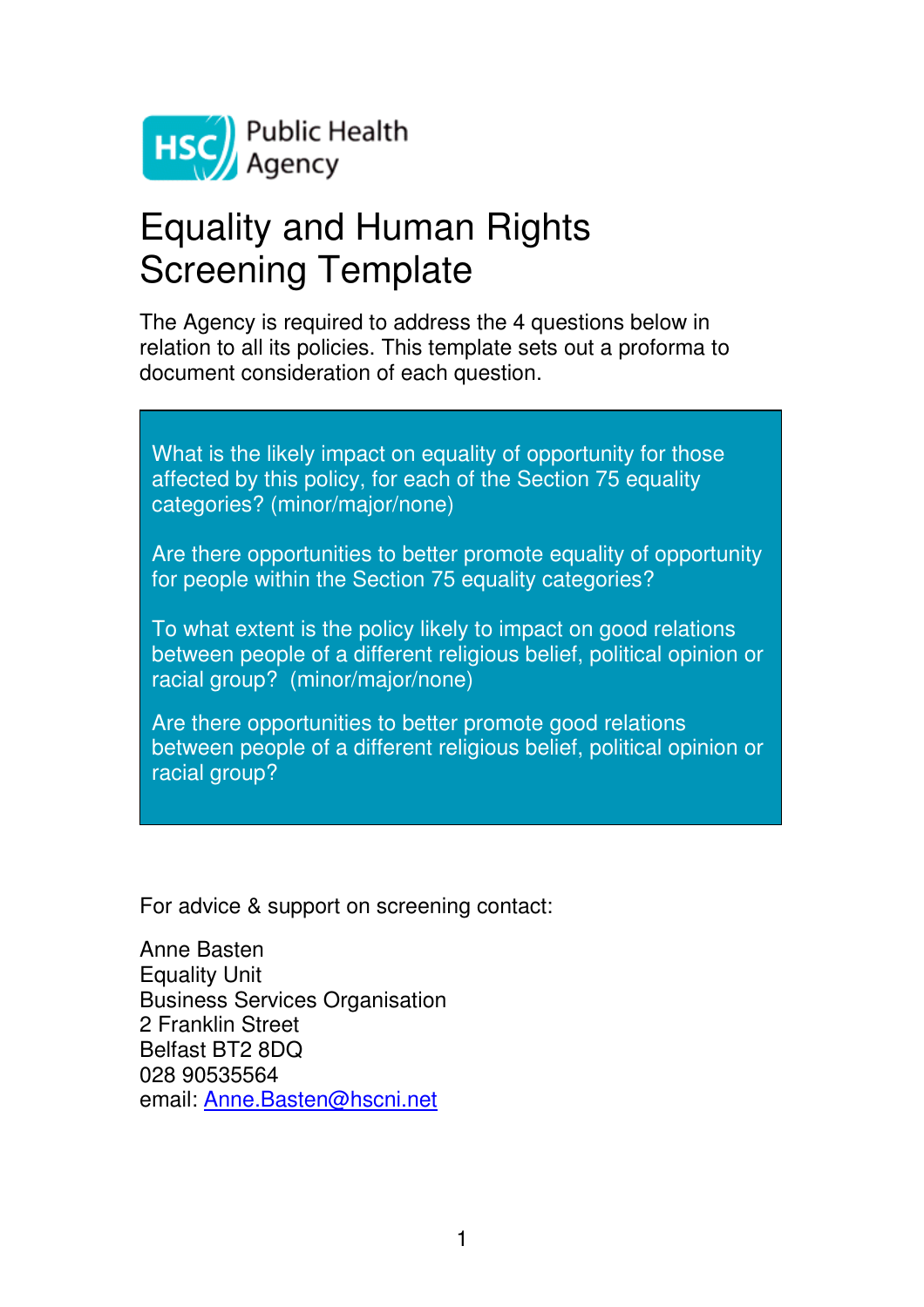HSC Public Health Agency

# Equality and Human Rights Screening Template

The Agency is required to address the 4 questions below in relation to all its policies. This template sets out a proforma to document consideration of each question.

> What is the likely impact on equality of opportunity for those affected by this policy, for each of the Section 75 equality categories? (minor/major/none)
>
> Are there opportunities to better promote equality of opportunity for people within the Section 75 equality categories?
>
> To what extent is the policy likely to impact on good relations between people of a different religious belief, political opinion or racial group? (minor/major/none)
>
> Are there opportunities to better promote good relations between people of a different religious belief, political opinion or racial group?

For advice & support on screening contact:

Anne Basten  
Equality Unit  
Business Services Organisation  
2 Franklin Street  
Belfast BT2 8DQ  
028 90535564  
email: Anne.Basten@hscni.net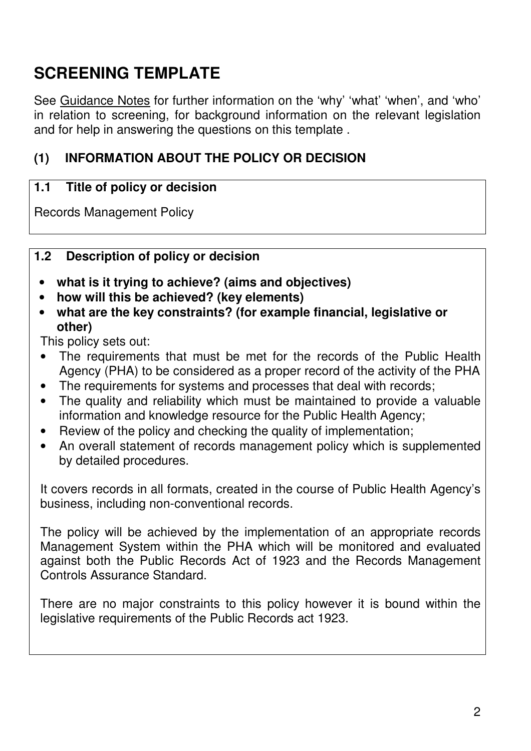# SCREENING TEMPLATE

See Guidance Notes for further information on the 'why' 'what' 'when', and 'who' in relation to screening, for background information on the relevant legislation and for help in answering the questions on this template .

## (1) INFORMATION ABOUT THE POLICY OR DECISION

### 1.1 Title of policy or decision

Records Management Policy

### 1.2 Description of policy or decision

- **what is it trying to achieve? (aims and objectives)**
- **how will this be achieved? (key elements)**
- **what are the key constraints? (for example financial, legislative or other)**

This policy sets out:

- The requirements that must be met for the records of the Public Health Agency (PHA) to be considered as a proper record of the activity of the PHA
- The requirements for systems and processes that deal with records;
- The quality and reliability which must be maintained to provide a valuable information and knowledge resource for the Public Health Agency;
- Review of the policy and checking the quality of implementation;
- An overall statement of records management policy which is supplemented by detailed procedures.

It covers records in all formats, created in the course of Public Health Agency's business, including non-conventional records.

The policy will be achieved by the implementation of an appropriate records Management System within the PHA which will be monitored and evaluated against both the Public Records Act of 1923 and the Records Management Controls Assurance Standard.

There are no major constraints to this policy however it is bound within the legislative requirements of the Public Records act 1923.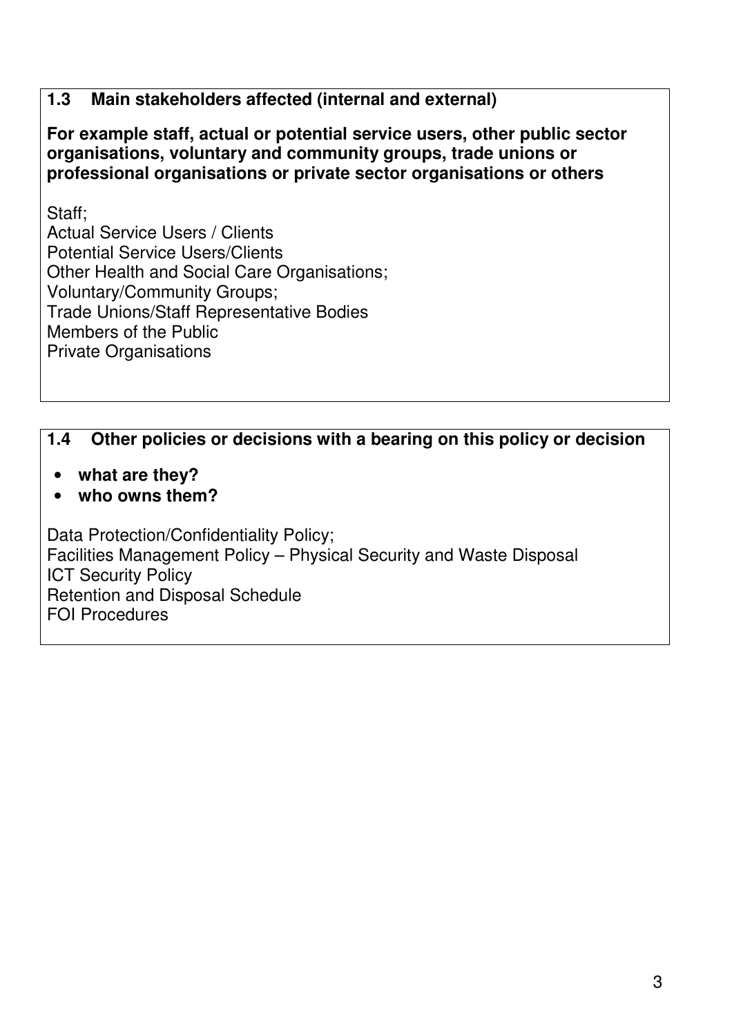### 1.3 Main stakeholders affected (internal and external)

**For example staff, actual or potential service users, other public sector organisations, voluntary and community groups, trade unions or professional organisations or private sector organisations or others**

Staff;
Actual Service Users / Clients
Potential Service Users/Clients
Other Health and Social Care Organisations;
Voluntary/Community Groups;
Trade Unions/Staff Representative Bodies
Members of the Public
Private Organisations

### 1.4 Other policies or decisions with a bearing on this policy or decision

- **what are they?**
- **who owns them?**

Data Protection/Confidentiality Policy;
Facilities Management Policy – Physical Security and Waste Disposal
ICT Security Policy
Retention and Disposal Schedule
FOI Procedures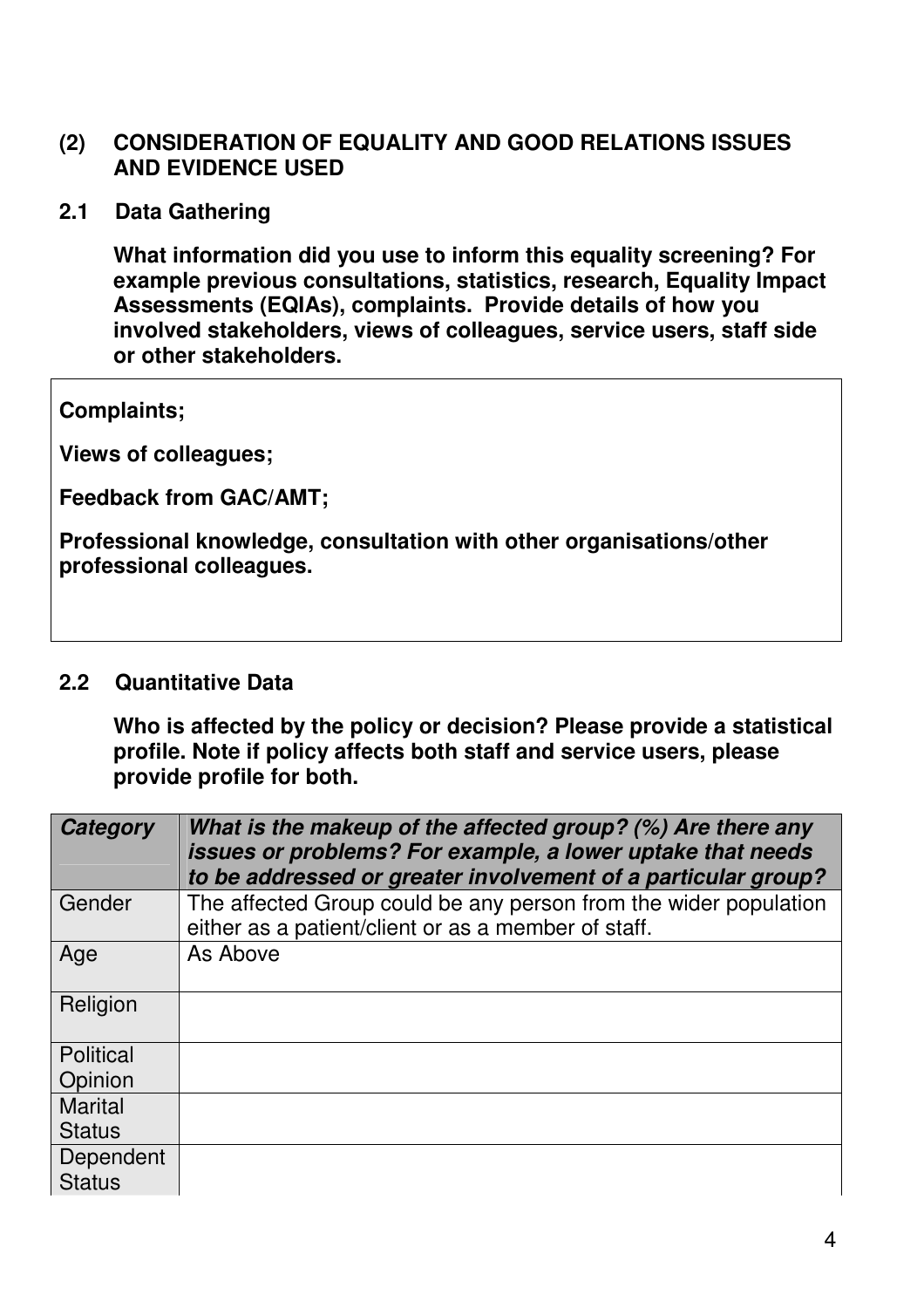## (2) CONSIDERATION OF EQUALITY AND GOOD RELATIONS ISSUES AND EVIDENCE USED

### 2.1 Data Gathering

**What information did you use to inform this equality screening? For example previous consultations, statistics, research, Equality Impact Assessments (EQIAs), complaints. Provide details of how you involved stakeholders, views of colleagues, service users, staff side or other stakeholders.**

**Complaints;**

**Views of colleagues;**

**Feedback from GAC/AMT;**

**Professional knowledge, consultation with other organisations/other professional colleagues.**

### 2.2 Quantitative Data

**Who is affected by the policy or decision? Please provide a statistical profile. Note if policy affects both staff and service users, please provide profile for both.**

| ***Category*** | ***What is the makeup of the affected group? (%) Are there any issues or problems? For example, a lower uptake that needs to be addressed or greater involvement of a particular group?*** |
|---|---|
| Gender | The affected Group could be any person from the wider population either as a patient/client or as a member of staff. |
| Age | As Above |
| Religion | |
| Political Opinion | |
| Marital Status | |
| Dependent Status | |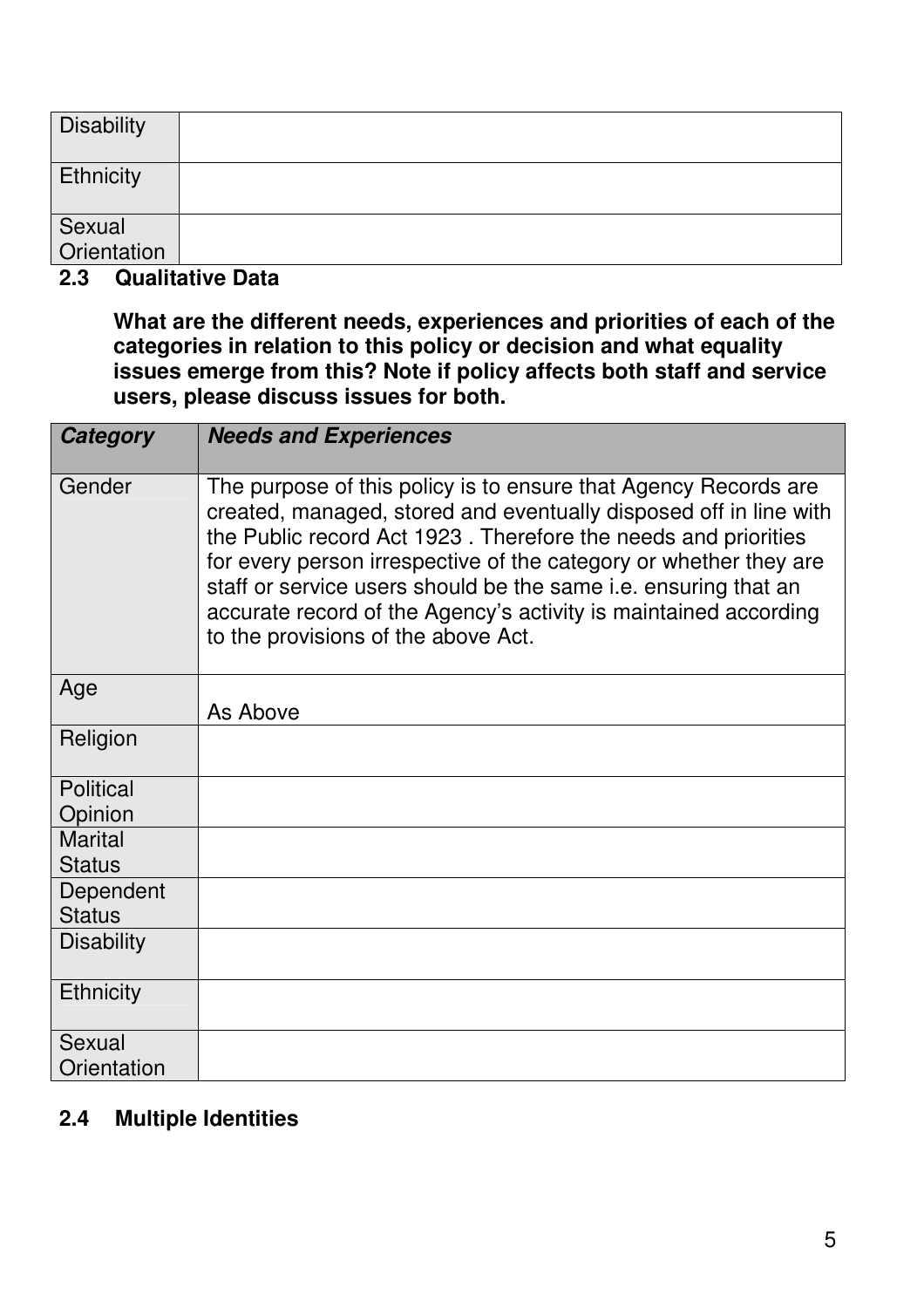| | |
|---|---|
| Disability | |
| Ethnicity | |
| Sexual Orientation | |

## 2.3 Qualitative Data

**What are the different needs, experiences and priorities of each of the categories in relation to this policy or decision and what equality issues emerge from this? Note if policy affects both staff and service users, please discuss issues for both.**

| ***Category*** | ***Needs and Experiences*** |
|---|---|
| Gender | The purpose of this policy is to ensure that Agency Records are created, managed, stored and eventually disposed off in line with the Public record Act 1923 . Therefore the needs and priorities for every person irrespective of the category or whether they are staff or service users should be the same i.e. ensuring that an accurate record of the Agency's activity is maintained according to the provisions of the above Act. |
| Age | As Above |
| Religion | |
| Political Opinion | |
| Marital Status | |
| Dependent Status | |
| Disability | |
| Ethnicity | |
| Sexual Orientation | |

## 2.4 Multiple Identities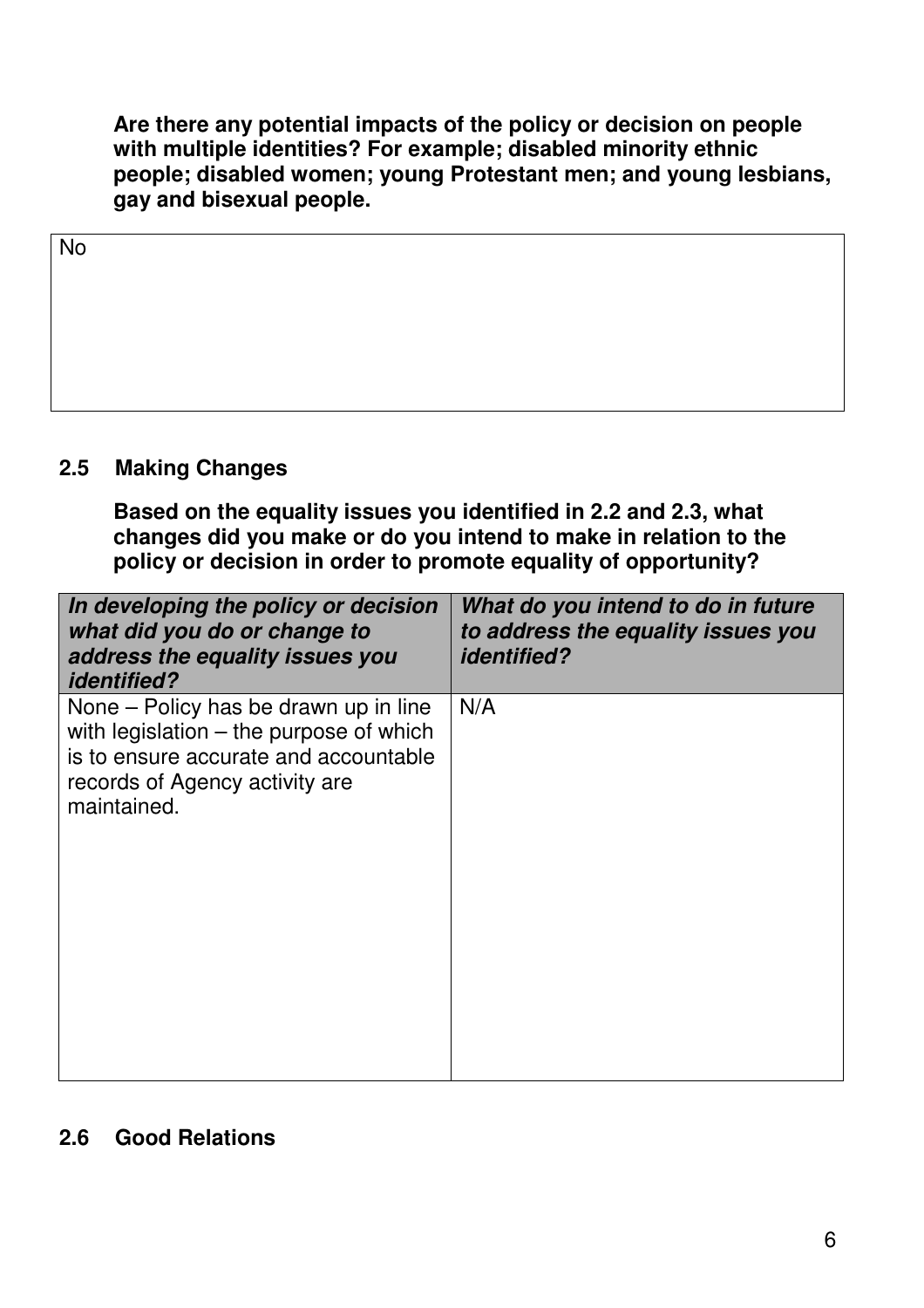**Are there any potential impacts of the policy or decision on people with multiple identities? For example; disabled minority ethnic people; disabled women; young Protestant men; and young lesbians, gay and bisexual people.**

| No |
|---|

## 2.5 Making Changes

**Based on the equality issues you identified in 2.2 and 2.3, what changes did you make or do you intend to make in relation to the policy or decision in order to promote equality of opportunity?**

| ***In developing the policy or decision what did you do or change to address the equality issues you identified?*** | ***What do you intend to do in future to address the equality issues you identified?*** |
|---|---|
| None – Policy has be drawn up in line with legislation – the purpose of which is to ensure accurate and accountable records of Agency activity are maintained. | N/A |

## 2.6 Good Relations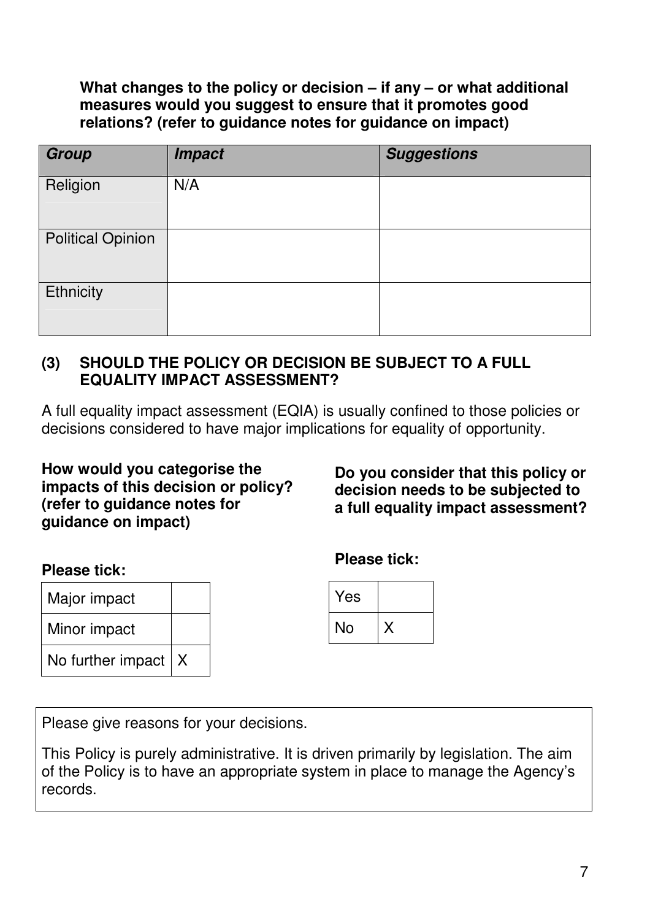**What changes to the policy or decision – if any – or what additional measures would you suggest to ensure that it promotes good relations? (refer to guidance notes for guidance on impact)**

| ***Group*** | ***Impact*** | ***Suggestions*** |
|---|---|---|
| Religion | N/A | |
| Political Opinion | | |
| Ethnicity | | |

### (3) SHOULD THE POLICY OR DECISION BE SUBJECT TO A FULL EQUALITY IMPACT ASSESSMENT?

A full equality impact assessment (EQIA) is usually confined to those policies or decisions considered to have major implications for equality of opportunity.

**How would you categorise the impacts of this decision or policy? (refer to guidance notes for guidance on impact)**

**Please tick:**

| | |
|---|---|
| Major impact | |
| Minor impact | |
| No further impact | X |

**Do you consider that this policy or decision needs to be subjected to a full equality impact assessment?**

**Please tick:**

| | |
|---|---|
| Yes | |
| No | X |

Please give reasons for your decisions.

This Policy is purely administrative. It is driven primarily by legislation. The aim of the Policy is to have an appropriate system in place to manage the Agency's records.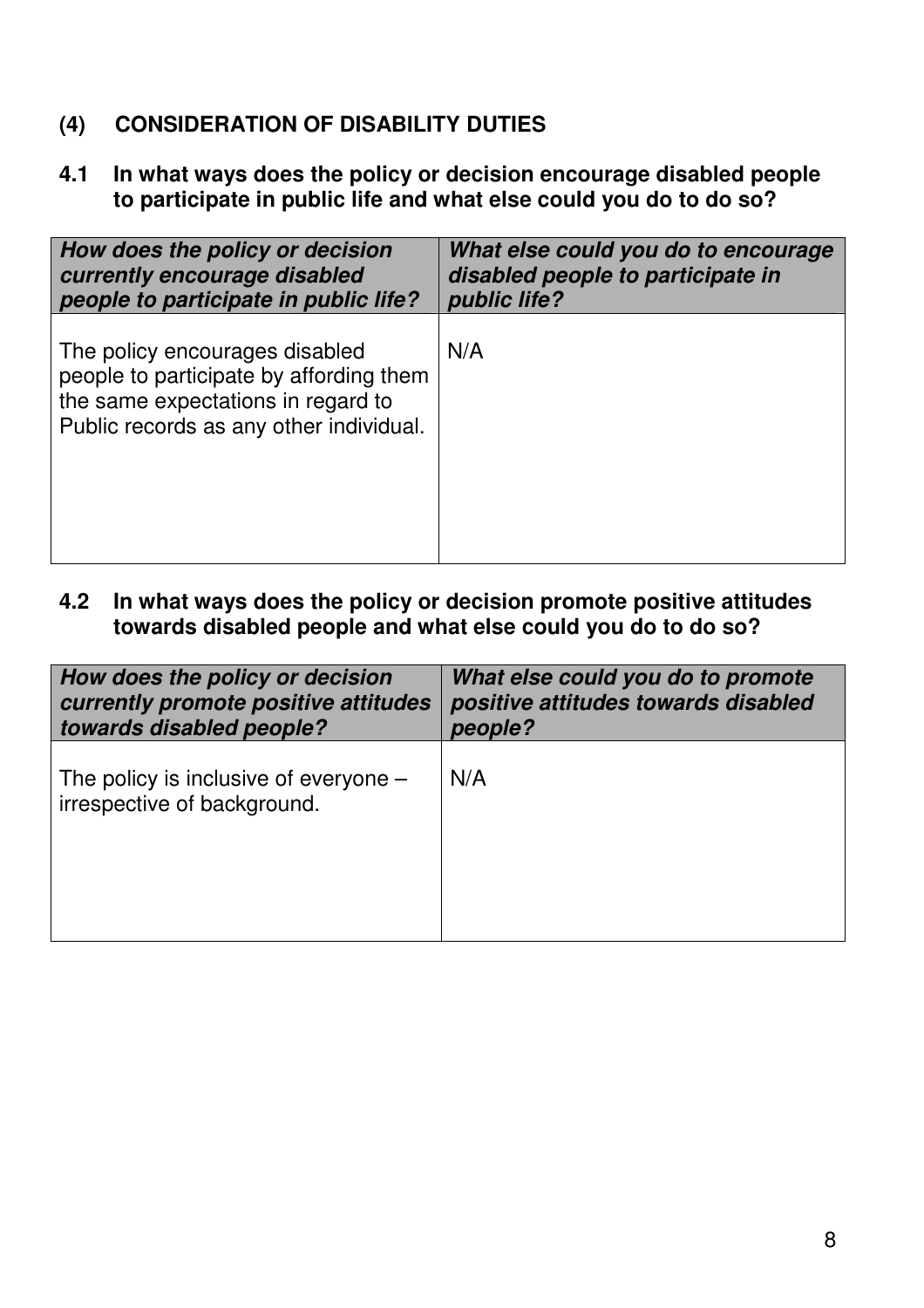## (4) CONSIDERATION OF DISABILITY DUTIES

### 4.1 In what ways does the policy or decision encourage disabled people to participate in public life and what else could you do to do so?

| *How does the policy or decision currently encourage disabled people to participate in public life?* | *What else could you do to encourage disabled people to participate in public life?* |
|---|---|
| The policy encourages disabled people to participate by affording them the same expectations in regard to Public records as any other individual. | N/A |

### 4.2 In what ways does the policy or decision promote positive attitudes towards disabled people and what else could you do to do so?

| *How does the policy or decision currently promote positive attitudes towards disabled people?* | *What else could you do to promote positive attitudes towards disabled people?* |
|---|---|
| The policy is inclusive of everyone – irrespective of background. | N/A |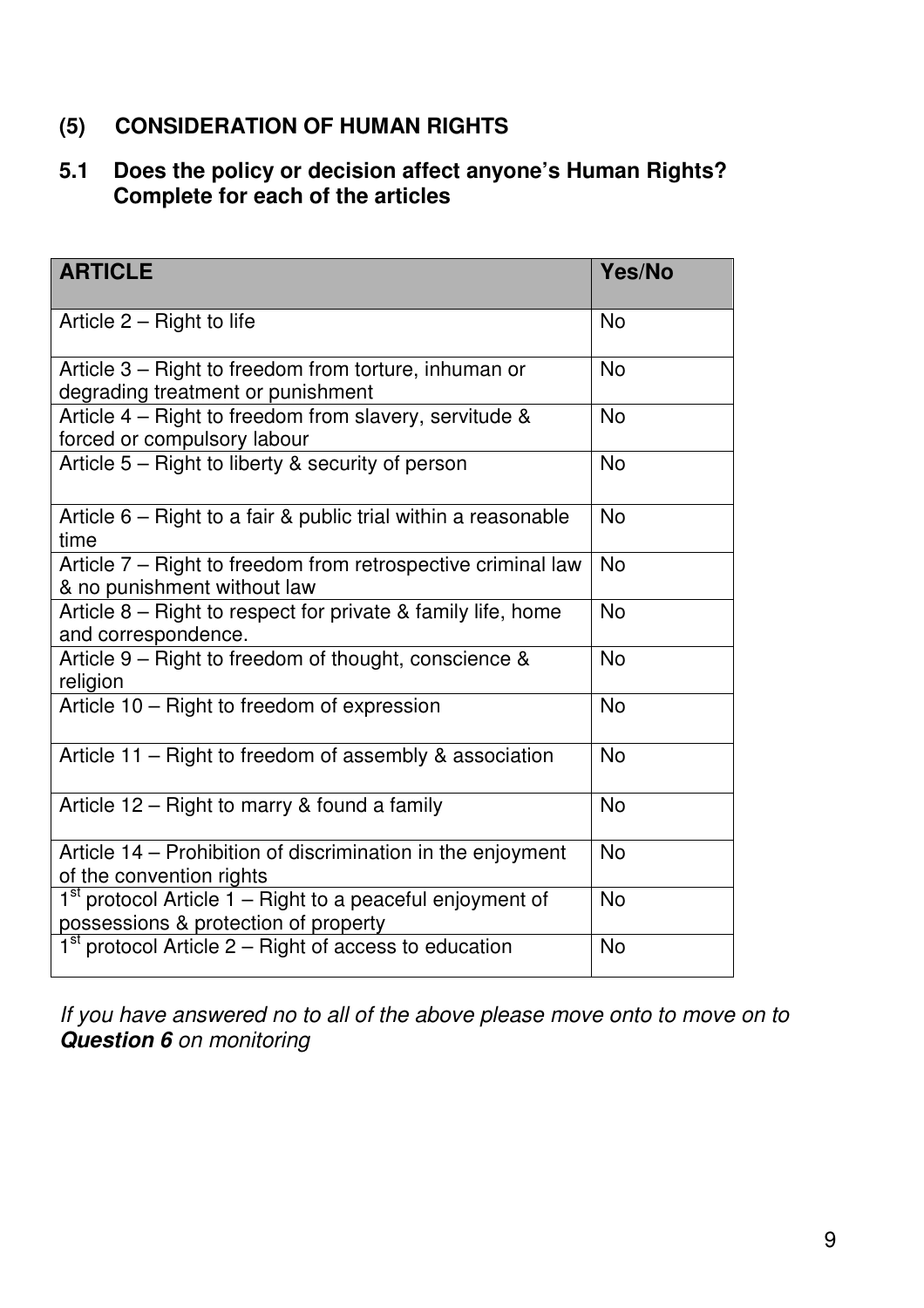## (5) CONSIDERATION OF HUMAN RIGHTS

### 5.1 Does the policy or decision affect anyone's Human Rights? Complete for each of the articles

| ARTICLE | Yes/No |
|---|---|
| Article 2 – Right to life | No |
| Article 3 – Right to freedom from torture, inhuman or degrading treatment or punishment | No |
| Article 4 – Right to freedom from slavery, servitude & forced or compulsory labour | No |
| Article 5 – Right to liberty & security of person | No |
| Article 6 – Right to a fair & public trial within a reasonable time | No |
| Article 7 – Right to freedom from retrospective criminal law & no punishment without law | No |
| Article 8 – Right to respect for private & family life, home and correspondence. | No |
| Article 9 – Right to freedom of thought, conscience & religion | No |
| Article 10 – Right to freedom of expression | No |
| Article 11 – Right to freedom of assembly & association | No |
| Article 12 – Right to marry & found a family | No |
| Article 14 – Prohibition of discrimination in the enjoyment of the convention rights | No |
| 1st protocol Article 1 – Right to a peaceful enjoyment of possessions & protection of property | No |
| 1st protocol Article 2 – Right of access to education | No |

*If you have answered no to all of the above please move onto to move on to **Question 6** on monitoring*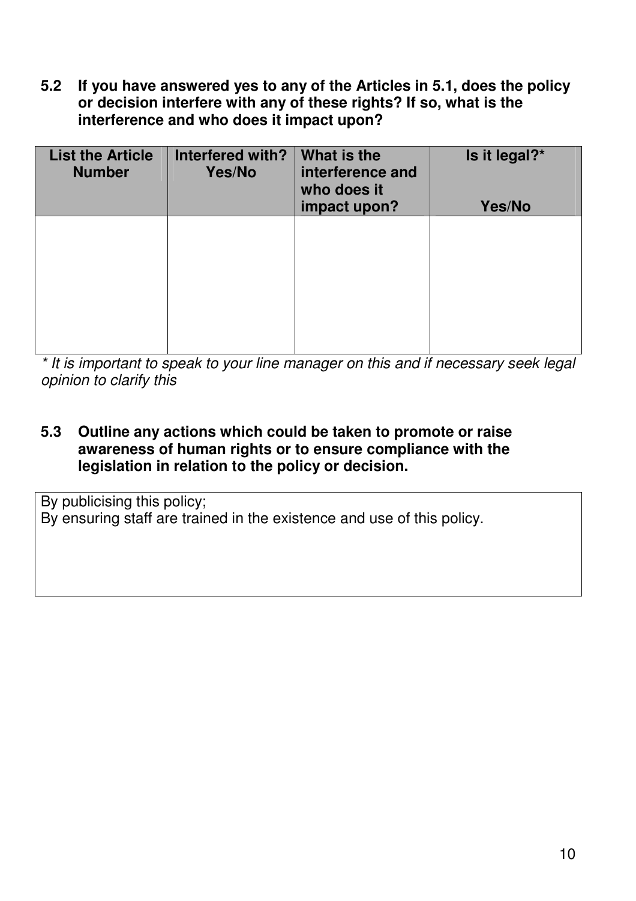**5.2 If you have answered yes to any of the Articles in 5.1, does the policy or decision interfere with any of these rights? If so, what is the interference and who does it impact upon?**

| List the Article Number | Interfered with? Yes/No | What is the interference and who does it impact upon? | Is it legal?* Yes/No |
|---|---|---|---|
| | | | |

*\* It is important to speak to your line manager on this and if necessary seek legal opinion to clarify this*

**5.3 Outline any actions which could be taken to promote or raise awareness of human rights or to ensure compliance with the legislation in relation to the policy or decision.**

By publicising this policy;
By ensuring staff are trained in the existence and use of this policy.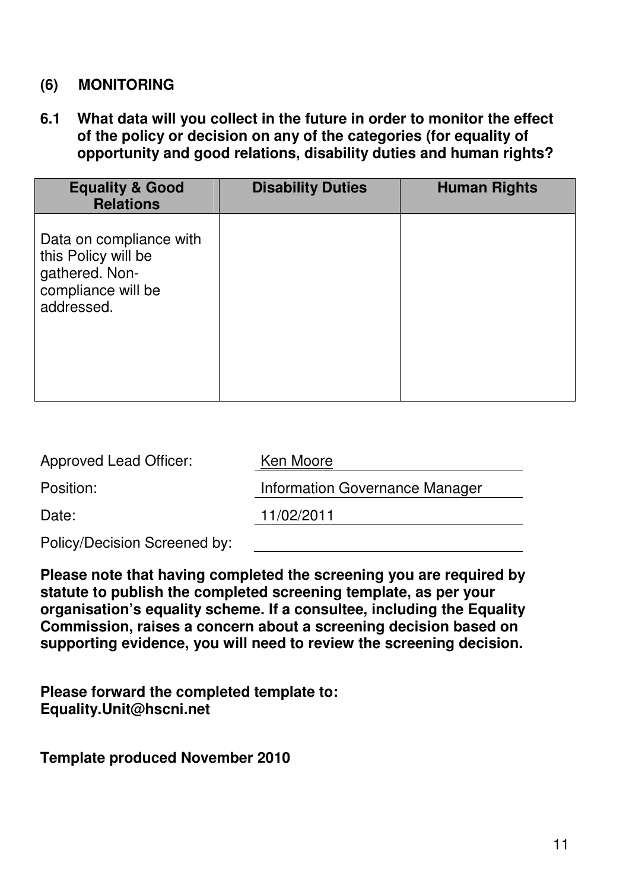## (6) MONITORING

**6.1 What data will you collect in the future in order to monitor the effect of the policy or decision on any of the categories (for equality of opportunity and good relations, disability duties and human rights?**

| Equality & Good Relations | Disability Duties | Human Rights |
|---|---|---|
| Data on compliance with this Policy will be gathered. Non-compliance will be addressed. | | |

| | |
|---|---|
| Approved Lead Officer: | Ken Moore |
| Position: | Information Governance Manager |
| Date: | 11/02/2011 |
| Policy/Decision Screened by: | |

**Please note that having completed the screening you are required by statute to publish the completed screening template, as per your organisation's equality scheme. If a consultee, including the Equality Commission, raises a concern about a screening decision based on supporting evidence, you will need to review the screening decision.**

**Please forward the completed template to: Equality.Unit@hscni.net**

**Template produced November 2010**